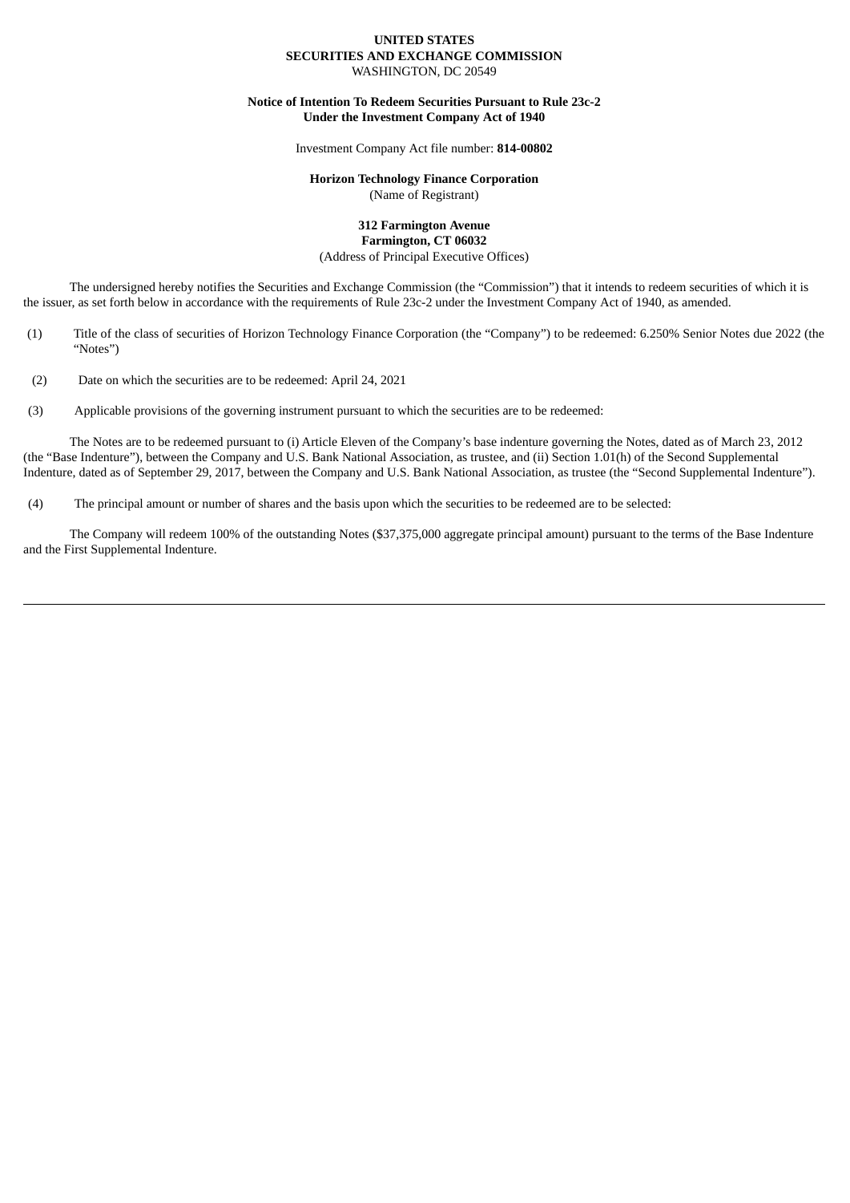**UNITED STATES**
**SECURITIES AND EXCHANGE COMMISSION**
WASHINGTON, DC 20549

**Notice of Intention To Redeem Securities Pursuant to Rule 23c-2**
**Under the Investment Company Act of 1940**

Investment Company Act file number: **814-00802**

**Horizon Technology Finance Corporation**
(Name of Registrant)

**312 Farmington Avenue**
**Farmington, CT 06032**
(Address of Principal Executive Offices)

The undersigned hereby notifies the Securities and Exchange Commission (the "Commission") that it intends to redeem securities of which it is the issuer, as set forth below in accordance with the requirements of Rule 23c-2 under the Investment Company Act of 1940, as amended.

(1) Title of the class of securities of Horizon Technology Finance Corporation (the "Company") to be redeemed: 6.250% Senior Notes due 2022 (the "Notes")

(2) Date on which the securities are to be redeemed: April 24, 2021

(3) Applicable provisions of the governing instrument pursuant to which the securities are to be redeemed:

The Notes are to be redeemed pursuant to (i) Article Eleven of the Company's base indenture governing the Notes, dated as of March 23, 2012 (the "Base Indenture"), between the Company and U.S. Bank National Association, as trustee, and (ii) Section 1.01(h) of the Second Supplemental Indenture, dated as of September 29, 2017, between the Company and U.S. Bank National Association, as trustee (the "Second Supplemental Indenture").

(4) The principal amount or number of shares and the basis upon which the securities to be redeemed are to be selected:

The Company will redeem 100% of the outstanding Notes ($37,375,000 aggregate principal amount) pursuant to the terms of the Base Indenture and the First Supplemental Indenture.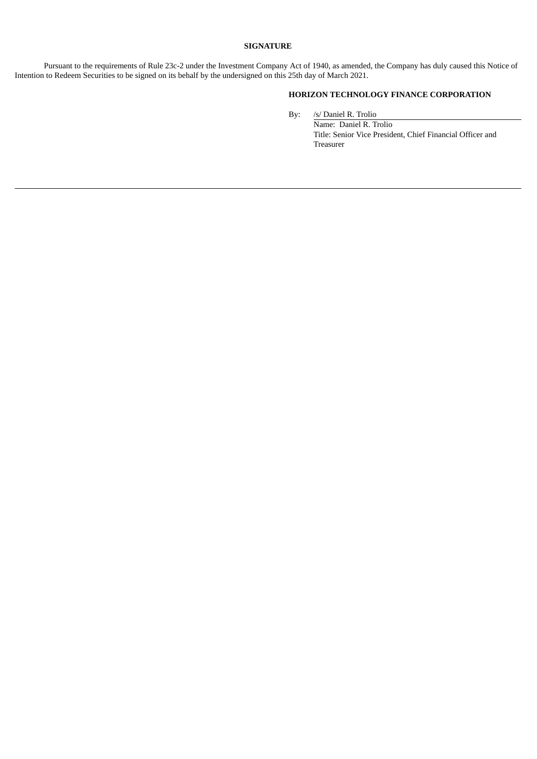**SIGNATURE**

Pursuant to the requirements of Rule 23c-2 under the Investment Company Act of 1940, as amended, the Company has duly caused this Notice of Intention to Redeem Securities to be signed on its behalf by the undersigned on this 25th day of March 2021.

**HORIZON TECHNOLOGY FINANCE CORPORATION**

By: /s/ Daniel R. Trolio

Name: Daniel R. Trolio

Title: Senior Vice President, Chief Financial Officer and Treasurer